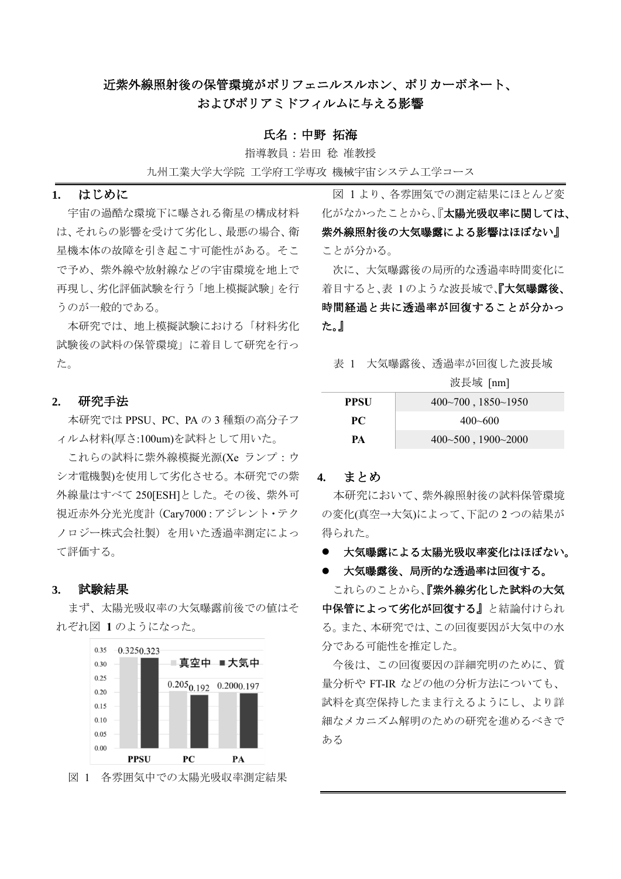# 近紫外線照射後の保管環境がポリフェニルスルホン、ポリカーボネート、およびポリアミドフィルムに与える影響

**氏名：中野 拓海**

指導教員：岩田 稔 准教授

九州工業大学大学院 工学府工学専攻 機械宇宙システム工学コース

## 1. はじめに

宇宙の過酷な環境下に曝される衛星の構成材料は、それらの影響を受けて劣化し、最悪の場合、衛星機本体の故障を引き起こす可能性がある。そこで予め、紫外線や放射線などの宇宙環境を地上で再現し、劣化評価試験を行う「地上模擬試験」を行うのが一般的である。

本研究では、地上模擬試験における「材料劣化試験後の試料の保管環境」に着目して研究を行った。

## 2. 研究手法

本研究では PPSU、PC、PA の 3 種類の高分子フィルム材料(厚さ:100um)を試料として用いた。

これらの試料に紫外線模擬光源(Xe ランプ：ウシオ電機製)を使用して劣化させる。本研究での紫外線量はすべて 250[ESH]とした。その後、紫外可視近赤外分光光度計（Cary7000 : アジレント・テクノロジー株式会社製）を用いた透過率測定によって評価する。

## 3. 試験結果

まず、太陽光吸収率の大気曝露前後での値はそれぞれ図 **1** のようになった。

| | 真空中 | 大気中 |
|---|---|---|
| PPSU | 0.325 | 0.323 |
| PC | 0.205 | 0.192 |
| PA | 0.200 | 0.197 |

図 1 各雰囲気中での太陽光吸収率測定結果

図 1 より、各雰囲気での測定結果にほとんど変化がなかったことから、**『太陽光吸収率に関しては、紫外線照射後の大気曝露による影響はほぼない』**ことが分かる。

次に、大気曝露後の局所的な透過率時間変化に着目すると、表 1 のような波長域で、**『大気曝露後、時間経過と共に透過率が回復することが分かった。』**

表 1 大気曝露後、透過率が回復した波長域

| | 波長域 [nm] |
|---|---|
| **PPSU** | 400~700 , 1850~1950 |
| **PC** | 400~600 |
| **PA** | 400~500 , 1900~2000 |

## 4. まとめ

本研究において、紫外線照射後の試料保管環境の変化(真空→大気)によって、下記の 2 つの結果が得られた。

- **大気曝露による太陽光吸収率変化はほぼない。**
- **大気曝露後、局所的な透過率は回復する。**

これらのことから、**『紫外線劣化した試料の大気中保管によって劣化が回復する』**と結論付けられる。また、本研究では、この回復要因が大気中の水分である可能性を推定した。

今後は、この回復要因の詳細究明のために、質量分析や FT-IR などの他の分析方法についても、試料を真空保持したまま行えるようにし、より詳細なメカニズム解明のための研究を進めるべきである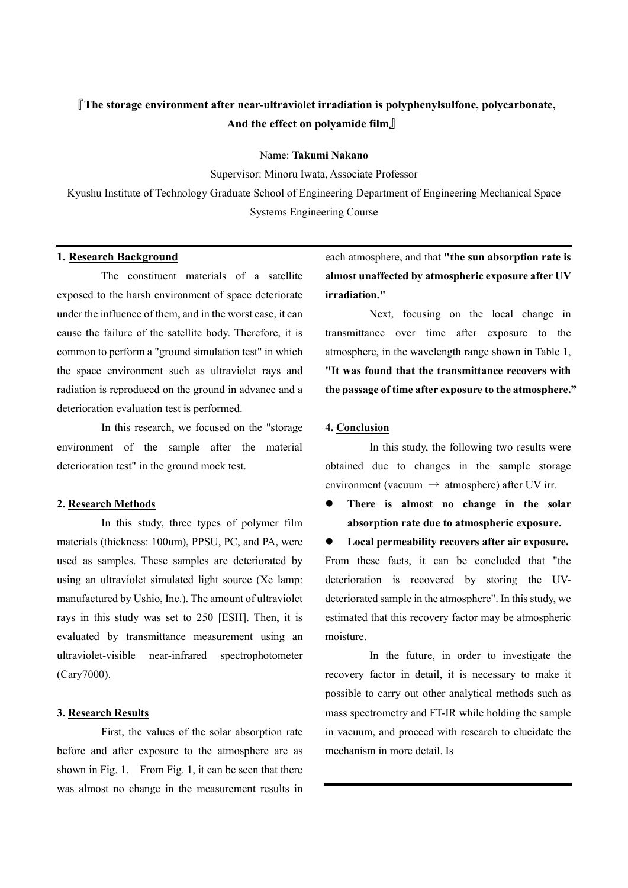# 『The storage environment after near-ultraviolet irradiation is polyphenylsulfone, polycarbonate, And the effect on polyamide film』

Name: **Takumi Nakano**

Supervisor: Minoru Iwata, Associate Professor

Kyushu Institute of Technology Graduate School of Engineering Department of Engineering Mechanical Space Systems Engineering Course

## 1. Research Background

The constituent materials of a satellite exposed to the harsh environment of space deteriorate under the influence of them, and in the worst case, it can cause the failure of the satellite body. Therefore, it is common to perform a "ground simulation test" in which the space environment such as ultraviolet rays and radiation is reproduced on the ground in advance and a deterioration evaluation test is performed.

In this research, we focused on the "storage environment of the sample after the material deterioration test" in the ground mock test.

## 2. Research Methods

In this study, three types of polymer film materials (thickness: 100um), PPSU, PC, and PA, were used as samples. These samples are deteriorated by using an ultraviolet simulated light source (Xe lamp: manufactured by Ushio, Inc.). The amount of ultraviolet rays in this study was set to 250 [ESH]. Then, it is evaluated by transmittance measurement using an ultraviolet-visible near-infrared spectrophotometer (Cary7000).

## 3. Research Results

First, the values of the solar absorption rate before and after exposure to the atmosphere are as shown in Fig. 1. From Fig. 1, it can be seen that there was almost no change in the measurement results in each atmosphere, and that **"the sun absorption rate is almost unaffected by atmospheric exposure after UV irradiation."**

Next, focusing on the local change in transmittance over time after exposure to the atmosphere, in the wavelength range shown in Table 1, **"It was found that the transmittance recovers with the passage of time after exposure to the atmosphere."**

## 4. Conclusion

In this study, the following two results were obtained due to changes in the sample storage environment (vacuum → atmosphere) after UV irr.

- **There is almost no change in the solar absorption rate due to atmospheric exposure.**
- **Local permeability recovers after air exposure.**

From these facts, it can be concluded that "the deterioration is recovered by storing the UV-deteriorated sample in the atmosphere". In this study, we estimated that this recovery factor may be atmospheric moisture.

In the future, in order to investigate the recovery factor in detail, it is necessary to make it possible to carry out other analytical methods such as mass spectrometry and FT-IR while holding the sample in vacuum, and proceed with research to elucidate the mechanism in more detail. Is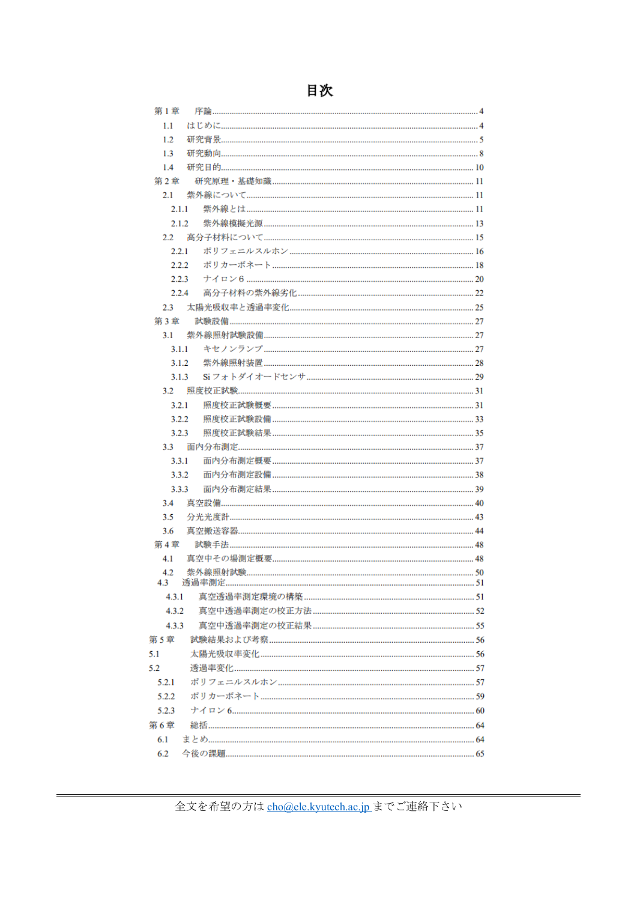# 目次

- 第 1 章　序論 ........ 4
  - 1.1　はじめに ........ 4
  - 1.2　研究背景 ........ 5
  - 1.3　研究動向 ........ 8
  - 1.4　研究目的 ........ 10
- 第 2 章　研究原理・基礎知識 ........ 11
  - 2.1　紫外線について ........ 11
    - 2.1.1　紫外線とは ........ 11
    - 2.1.2　紫外線模擬光源 ........ 13
  - 2.2　高分子材料について ........ 15
    - 2.2.1　ポリフェニルスルホン ........ 16
    - 2.2.2　ポリカーボネート ........ 18
    - 2.2.3　ナイロン 6 ........ 20
    - 2.2.4　高分子材料の紫外線劣化 ........ 22
  - 2.3　太陽光吸収率と透過率変化 ........ 25
- 第 3 章　試験設備 ........ 27
  - 3.1　紫外線照射試験設備 ........ 27
    - 3.1.1　キセノンランプ ........ 27
    - 3.1.2　紫外線照射装置 ........ 28
    - 3.1.3　Si フォトダイオードセンサ ........ 29
  - 3.2　照度校正試験 ........ 31
    - 3.2.1　照度校正試験概要 ........ 31
    - 3.2.2　照度校正試験設備 ........ 33
    - 3.2.3　照度校正試験結果 ........ 35
  - 3.3　面内分布測定 ........ 37
    - 3.3.1　面内分布測定概要 ........ 37
    - 3.3.2　面内分布測定設備 ........ 38
    - 3.3.3　面内分布測定結果 ........ 39
  - 3.4　真空設備 ........ 40
  - 3.5　分光光度計 ........ 43
  - 3.6　真空搬送容器 ........ 44
- 第 4 章　試験手法 ........ 48
  - 4.1　真空中その場測定概要 ........ 48
  - 4.2　紫外線照射試験 ........ 50
  - 4.3　透過率測定 ........ 51
    - 4.3.1　真空透過率測定環境の構築 ........ 51
    - 4.3.2　真空中透過率測定の校正方法 ........ 52
    - 4.3.3　真空中透過率測定の校正結果 ........ 55
- 第 5 章　試験結果および考察 ........ 56
  - 5.1　太陽光吸収率変化 ........ 56
  - 5.2　透過率変化 ........ 57
    - 5.2.1　ポリフェニルスルホン ........ 57
    - 5.2.2　ポリカーボネート ........ 59
    - 5.2.3　ナイロン 6 ........ 60
- 第 6 章　総括 ........ 64
  - 6.1　まとめ ........ 64
  - 6.2　今後の課題 ........ 65

---

全文を希望の方は cho@ele.kyutech.ac.jp までご連絡下さい